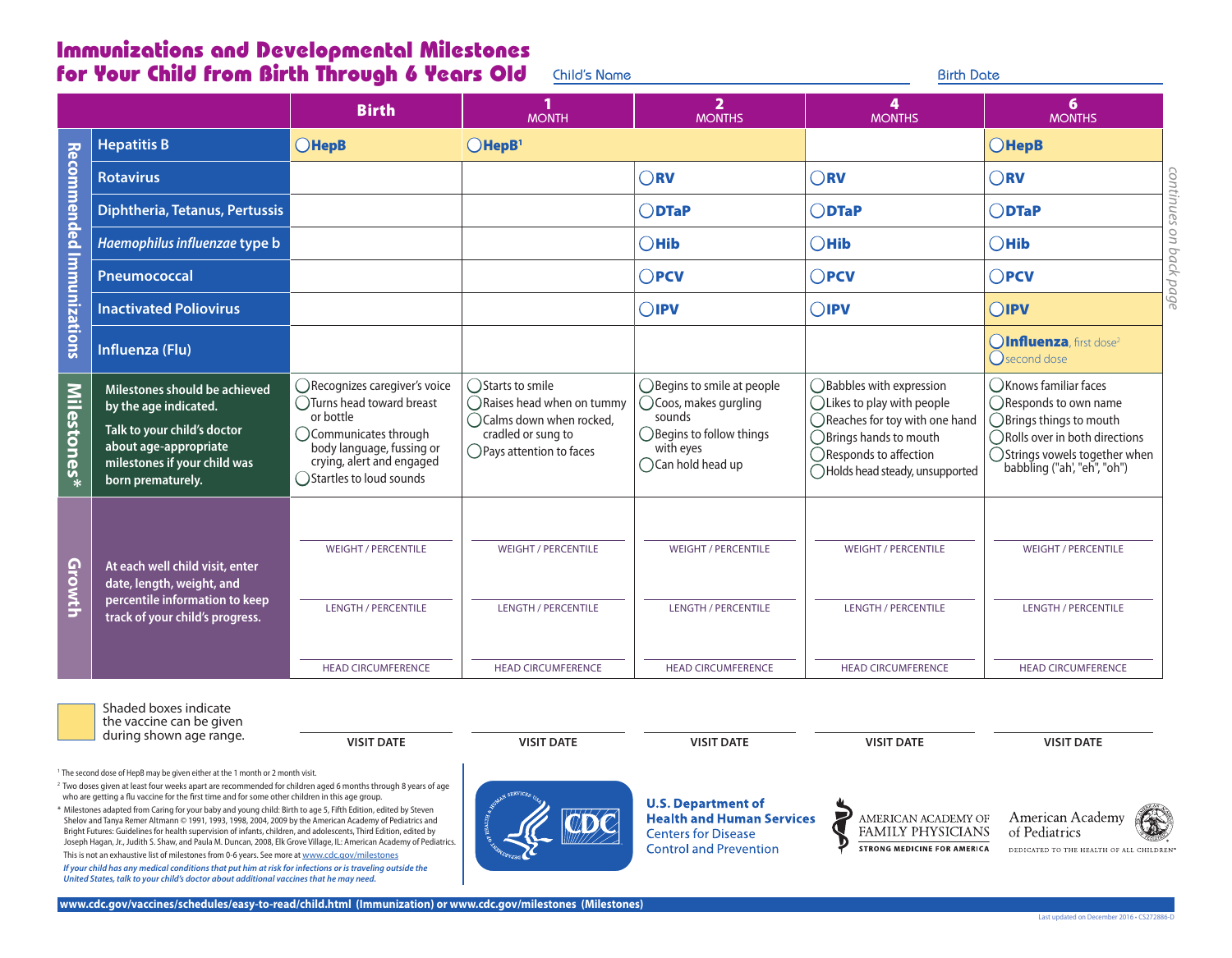# Immunizations and Developmental Milestones for Your Child from Birth Through 6 Years Old

Child's Name ____________________ Birth Date ____________________

| | | Birth | 1 MONTH | 2 MONTHS | 4 MONTHS | 6 MONTHS |
|---|---|---|---|---|---|---|
| **Recommended Immunizations** | Hepatitis B | ◯ **HepB** | ◯ **HepB**[1] | | | ◯ **HepB** |
| | Rotavirus | | | ◯ **RV** | ◯ **RV** | ◯ **RV** |
| | Diphtheria, Tetanus, Pertussis | | | ◯ **DTaP** | ◯ **DTaP** | ◯ **DTaP** |
| | *Haemophilus influenzae* type b | | | ◯ **Hib** | ◯ **Hib** | ◯ **Hib** |
| | Pneumococcal | | | ◯ **PCV** | ◯ **PCV** | ◯ **PCV** |
| | Inactivated Poliovirus | | | ◯ **IPV** | ◯ **IPV** | ◯ **IPV** |
| | Influenza (Flu) | | | | | ◯ **Influenza**, first dose[2]<br>◯ second dose |
| **Milestones*** | Milestones should be achieved by the age indicated. Talk to your child's doctor about age-appropriate milestones if your child was born prematurely. | ◯ Recognizes caregiver's voice<br>◯ Turns head toward breast or bottle<br>◯ Communicates through body language, fussing or crying, alert and engaged<br>◯ Startles to loud sounds | ◯ Starts to smile<br>◯ Raises head when on tummy<br>◯ Calms down when rocked, cradled or sung to<br>◯ Pays attention to faces | ◯ Begins to smile at people<br>◯ Coos, makes gurgling sounds<br>◯ Begins to follow things with eyes<br>◯ Can hold head up | ◯ Babbles with expression<br>◯ Likes to play with people<br>◯ Reaches for toy with one hand<br>◯ Brings hands to mouth<br>◯ Responds to affection<br>◯ Holds head steady, unsupported | ◯ Knows familiar faces<br>◯ Responds to own name<br>◯ Brings things to mouth<br>◯ Rolls over in both directions<br>◯ Strings vowels together when babbling ("ah", "eh", "oh") |
| **Growth** | At each well child visit, enter date, length, weight, and percentile information to keep track of your child's progress. | WEIGHT / PERCENTILE<br>LENGTH / PERCENTILE<br>HEAD CIRCUMFERENCE | WEIGHT / PERCENTILE<br>LENGTH / PERCENTILE<br>HEAD CIRCUMFERENCE | WEIGHT / PERCENTILE<br>LENGTH / PERCENTILE<br>HEAD CIRCUMFERENCE | WEIGHT / PERCENTILE<br>LENGTH / PERCENTILE<br>HEAD CIRCUMFERENCE | WEIGHT / PERCENTILE<br>LENGTH / PERCENTILE<br>HEAD CIRCUMFERENCE |
| | | VISIT DATE | VISIT DATE | VISIT DATE | VISIT DATE | VISIT DATE |

*continues on back page*

Shaded boxes indicate the vaccine can be given during shown age range.

[1] The second dose of HepB may be given either at the 1 month or 2 month visit.

[2] Two doses given at least four weeks apart are recommended for children aged 6 months through 8 years of age who are getting a flu vaccine for the first time and for some other children in this age group.

\* Milestones adapted from Caring for your baby and young child: Birth to age 5, Fifth Edition, edited by Steven Shelov and Tanya Remer Altmann © 1991, 1993, 1998, 2004, 2009 by the American Academy of Pediatrics and Bright Futures: Guidelines for health supervision of infants, children, and adolescents, Third Edition, edited by Joseph Hagan, Jr., Judith S. Shaw, and Paula M. Duncan, 2008, Elk Grove Village, IL: American Academy of Pediatrics.

This is not an exhaustive list of milestones from 0-6 years. See more at www.cdc.gov/milestones

*If your child has any medical conditions that put him at risk for infections or is traveling outside the United States, talk to your child's doctor about additional vaccines that he may need.*

**U.S. Department of Health and Human Services**
Centers for Disease Control and Prevention

AMERICAN ACADEMY OF FAMILY PHYSICIANS
STRONG MEDICINE FOR AMERICA

American Academy of Pediatrics
DEDICATED TO THE HEALTH OF ALL CHILDREN™

**www.cdc.gov/vaccines/schedules/easy-to-read/child.html (Immunization) or www.cdc.gov/milestones (Milestones)**

Last updated on December 2016 • CS272886-D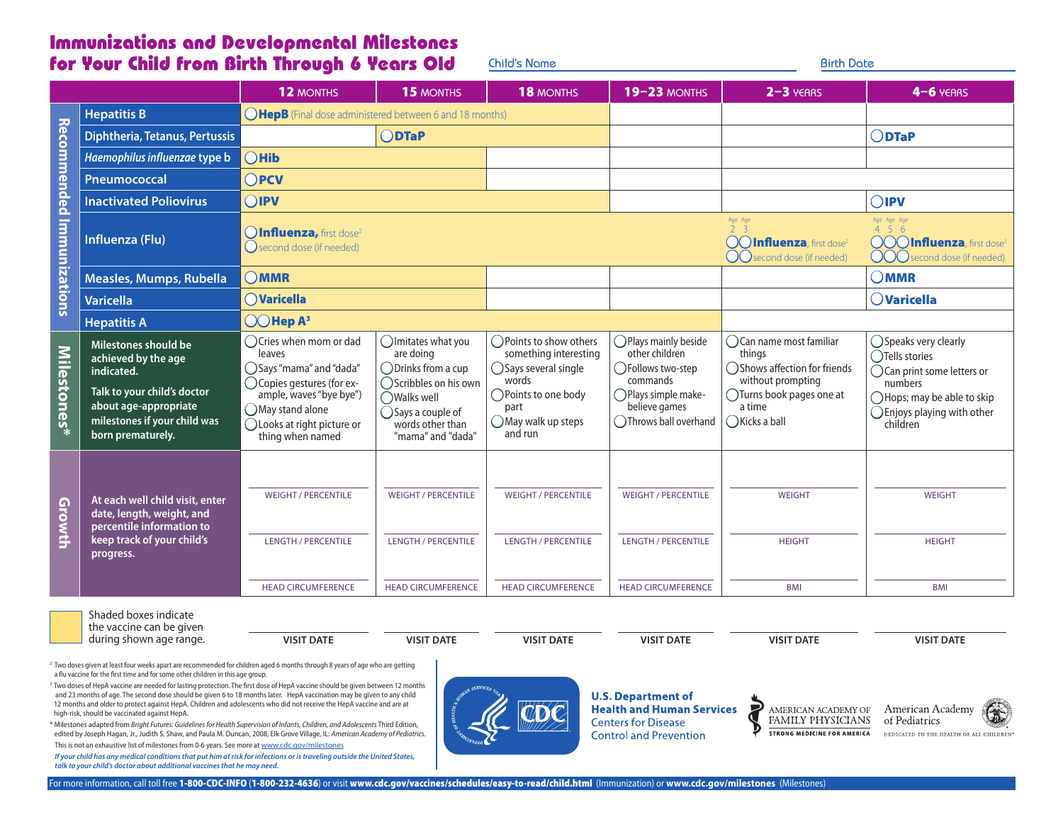# Immunizations and Developmental Milestones for Your Child from Birth Through 6 Years Old

Child's Name ______________________ Birth Date ______________

| | | 12 MONTHS | 15 MONTHS | 18 MONTHS | 19–23 MONTHS | 2–3 YEARS | 4–6 YEARS |
|---|---|---|---|---|---|---|---|
| Recommended Immunizations | Hepatitis B | ◯HepB (Final dose administered between 6 and 18 months) | | | | | |
| | Diphtheria, Tetanus, Pertussis | | ◯DTaP | | | | ◯DTaP |
| | *Haemophilus influenzae* type b | ◯Hib | | | | | |
| | Pneumococcal | ◯PCV | | | | | |
| | Inactivated Poliovirus | ◯IPV | | | | | ◯IPV |
| | Influenza (Flu) | ◯Influenza, first dose[2] ◯second dose (if needed) | | | | Age 2, 3 ◯◯Influenza, first dose[2] ◯◯second dose (if needed) | Age 4, 5, 6 ◯◯◯Influenza, first dose[2] ◯◯◯second dose (if needed) |
| | Measles, Mumps, Rubella | ◯MMR | | | | | ◯MMR |
| | Varicella | ◯Varicella | | | | | ◯Varicella |
| | Hepatitis A | ◯◯Hep A[3] | | | | | |
| Milestones* | Milestones should be achieved by the age indicated. Talk to your child's doctor about age-appropriate milestones if your child was born prematurely. | ◯Cries when mom or dad leaves ◯Says "mama" and "dada" ◯Copies gestures (for example, waves "bye bye") ◯May stand alone ◯Looks at right picture or thing when named | ◯Imitates what you are doing ◯Drinks from a cup ◯Scribbles on his own ◯Walks well ◯Says a couple of words other than "mama" and "dada" | ◯Points to show others something interesting ◯Says several single words ◯Points to one body part ◯May walk up steps and run | ◯Plays mainly beside other children ◯Follows two-step commands ◯Plays simple make-believe games ◯Throws ball overhand | ◯Can name most familiar things ◯Shows affection for friends without prompting ◯Turns book pages one at a time ◯Kicks a ball | ◯Speaks very clearly ◯Tells stories ◯Can print some letters or numbers ◯Hops; may be able to skip ◯Enjoys playing with other children |
| Growth | At each well child visit, enter date, length, weight, and percentile information to keep track of your child's progress. | WEIGHT / PERCENTILE; LENGTH / PERCENTILE; HEAD CIRCUMFERENCE | WEIGHT / PERCENTILE; LENGTH / PERCENTILE; HEAD CIRCUMFERENCE | WEIGHT / PERCENTILE; LENGTH / PERCENTILE; HEAD CIRCUMFERENCE | WEIGHT / PERCENTILE; LENGTH / PERCENTILE; HEAD CIRCUMFERENCE | WEIGHT; HEIGHT; BMI | WEIGHT; HEIGHT; BMI |
| | | VISIT DATE | VISIT DATE | VISIT DATE | VISIT DATE | VISIT DATE | VISIT DATE |

Shaded boxes indicate the vaccine can be given during shown age range.

[2] Two doses given at least four weeks apart are recommended for children aged 6 months through 8 years of age who are getting a flu vaccine for the first time and for some other children in this age group.

[3] Two doses of HepA vaccine are needed for lasting protection. The first dose of HepA vaccine should be given between 12 months and 23 months of age. The second dose should be given 6 to 18 months later. HepA vaccination may be given to any child 12 months and older to protect against HepA. Children and adolescents who did not receive the HepA vaccine and are at high-risk, should be vaccinated against HepA.

\* Milestones adapted from *Bright Futures: Guidelines for Health Supervision of Infants, Children, and Adolescents* Third Edition, edited by Joseph Hagan, Jr., Judith S. Shaw, and Paula M. Duncan, 2008, Elk Grove Village, IL: *American Academy of Pediatrics.*

This is not an exhaustive list of milestones from 0-6 years. See more at www.cdc.gov/milestones

***If your child has any medical conditions that put him at risk for infections or is traveling outside the United States, talk to your child's doctor about additional vaccines that he may need.***

**U.S. Department of Health and Human Services**
Centers for Disease Control and Prevention

AMERICAN ACADEMY OF FAMILY PHYSICIANS — STRONG MEDICINE FOR AMERICA

American Academy of Pediatrics — DEDICATED TO THE HEALTH OF ALL CHILDREN™

For more information, call toll free **1-800-CDC-INFO** (**1-800-232-4636**) or visit **www.cdc.gov/vaccines/schedules/easy-to-read/child.html** (Immunization) or **www.cdc.gov/milestones** (Milestones)